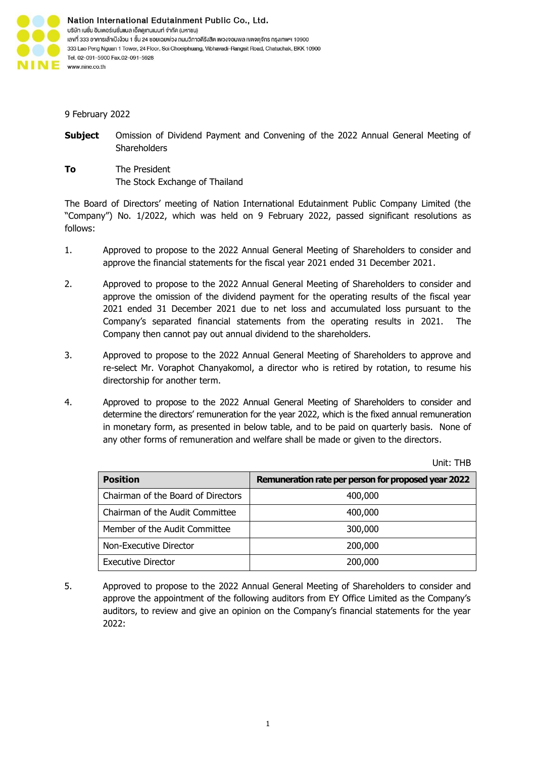**Nation International Edutainment Public Co., Ltd.**
บริษัท เนชั่น อินเตอร์เนชั่นแนล เอ็ดดูเทนเมนท์ จำกัด (มหาชน)
เลขที่ 333 อาคารเล้าเป้งง้วน 1 ชั้น 24 ซอยเฉยพ่วง ถนนวิภาวดีรังสิต แขวงจอมพล เขตจตุจักร กรุงเทพฯ 10900
333 Lao Peng Nguan 1 Tower, 24 Floor, Soi Choeiphuang, Vibhavadi-Rangsit Road, Chatuchak, BKK 10900
Tel. 02-091-5900 Fax.02-091-5928
www.nine.co.th

9 February 2022

**Subject** Omission of Dividend Payment and Convening of the 2022 Annual General Meeting of Shareholders

**To** The President
The Stock Exchange of Thailand

The Board of Directors' meeting of Nation International Edutainment Public Company Limited (the "Company") No. 1/2022, which was held on 9 February 2022, passed significant resolutions as follows:

1. Approved to propose to the 2022 Annual General Meeting of Shareholders to consider and approve the financial statements for the fiscal year 2021 ended 31 December 2021.

2. Approved to propose to the 2022 Annual General Meeting of Shareholders to consider and approve the omission of the dividend payment for the operating results of the fiscal year 2021 ended 31 December 2021 due to net loss and accumulated loss pursuant to the Company's separated financial statements from the operating results in 2021. The Company then cannot pay out annual dividend to the shareholders.

3. Approved to propose to the 2022 Annual General Meeting of Shareholders to approve and re-select Mr. Voraphot Chanyakomol, a director who is retired by rotation, to resume his directorship for another term.

4. Approved to propose to the 2022 Annual General Meeting of Shareholders to consider and determine the directors' remuneration for the year 2022, which is the fixed annual remuneration in monetary form, as presented in below table, and to be paid on quarterly basis. None of any other forms of remuneration and welfare shall be made or given to the directors.

Unit: THB

| Position | Remuneration rate per person for proposed year 2022 |
|---|---|
| Chairman of the Board of Directors | 400,000 |
| Chairman of the Audit Committee | 400,000 |
| Member of the Audit Committee | 300,000 |
| Non-Executive Director | 200,000 |
| Executive Director | 200,000 |

5. Approved to propose to the 2022 Annual General Meeting of Shareholders to consider and approve the appointment of the following auditors from EY Office Limited as the Company's auditors, to review and give an opinion on the Company's financial statements for the year 2022: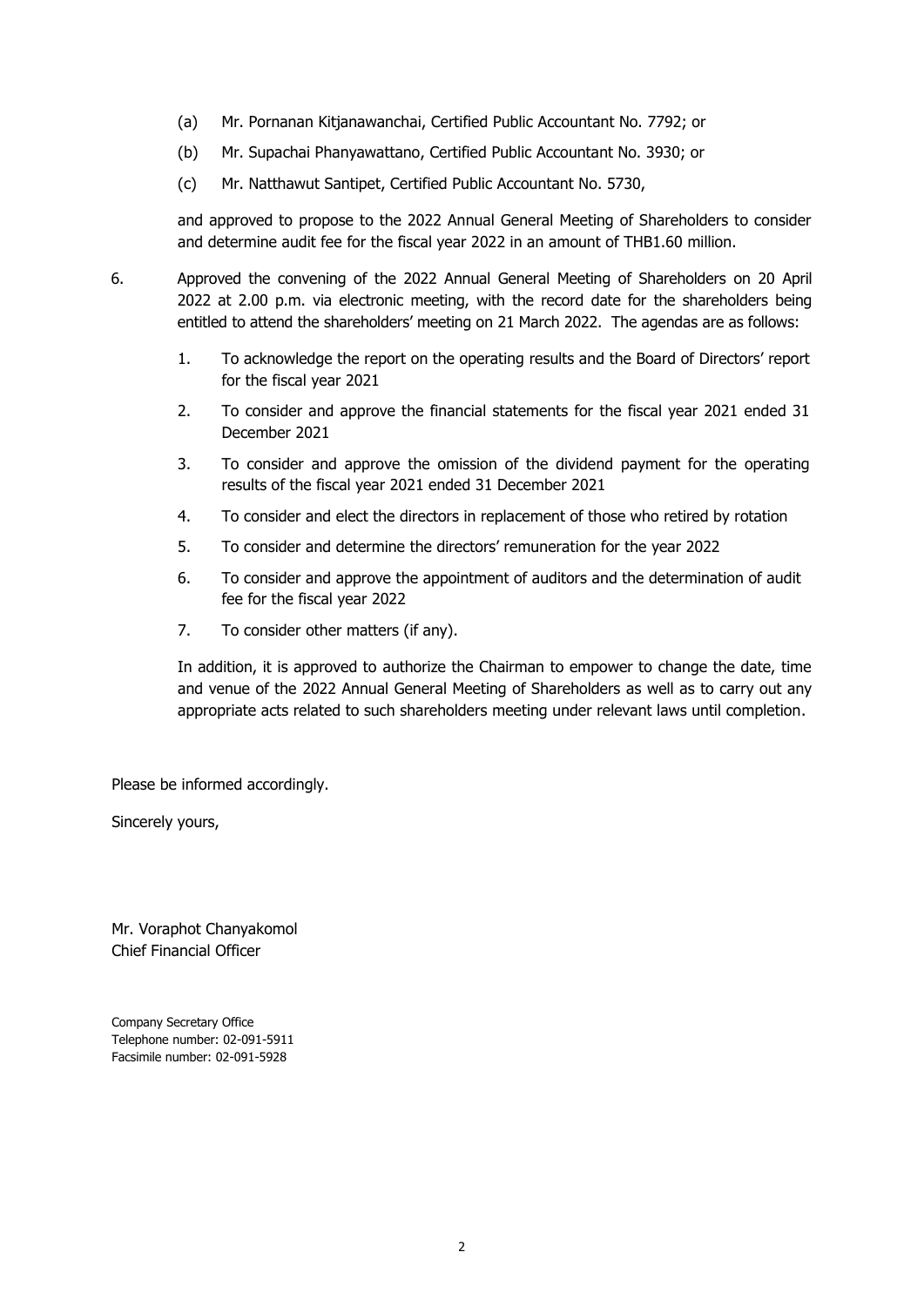(a) Mr. Pornanan Kitjanawanchai, Certified Public Accountant No. 7792; or

(b) Mr. Supachai Phanyawattano, Certified Public Accountant No. 3930; or

(c) Mr. Natthawut Santipet, Certified Public Accountant No. 5730,

and approved to propose to the 2022 Annual General Meeting of Shareholders to consider and determine audit fee for the fiscal year 2022 in an amount of THB1.60 million.

6. Approved the convening of the 2022 Annual General Meeting of Shareholders on 20 April 2022 at 2.00 p.m. via electronic meeting, with the record date for the shareholders being entitled to attend the shareholders' meeting on 21 March 2022. The agendas are as follows:

   1. To acknowledge the report on the operating results and the Board of Directors' report for the fiscal year 2021
   2. To consider and approve the financial statements for the fiscal year 2021 ended 31 December 2021
   3. To consider and approve the omission of the dividend payment for the operating results of the fiscal year 2021 ended 31 December 2021
   4. To consider and elect the directors in replacement of those who retired by rotation
   5. To consider and determine the directors' remuneration for the year 2022
   6. To consider and approve the appointment of auditors and the determination of audit fee for the fiscal year 2022
   7. To consider other matters (if any).

   In addition, it is approved to authorize the Chairman to empower to change the date, time and venue of the 2022 Annual General Meeting of Shareholders as well as to carry out any appropriate acts related to such shareholders meeting under relevant laws until completion.

Please be informed accordingly.

Sincerely yours,

Mr. Voraphot Chanyakomol
Chief Financial Officer

Company Secretary Office
Telephone number: 02-091-5911
Facsimile number: 02-091-5928